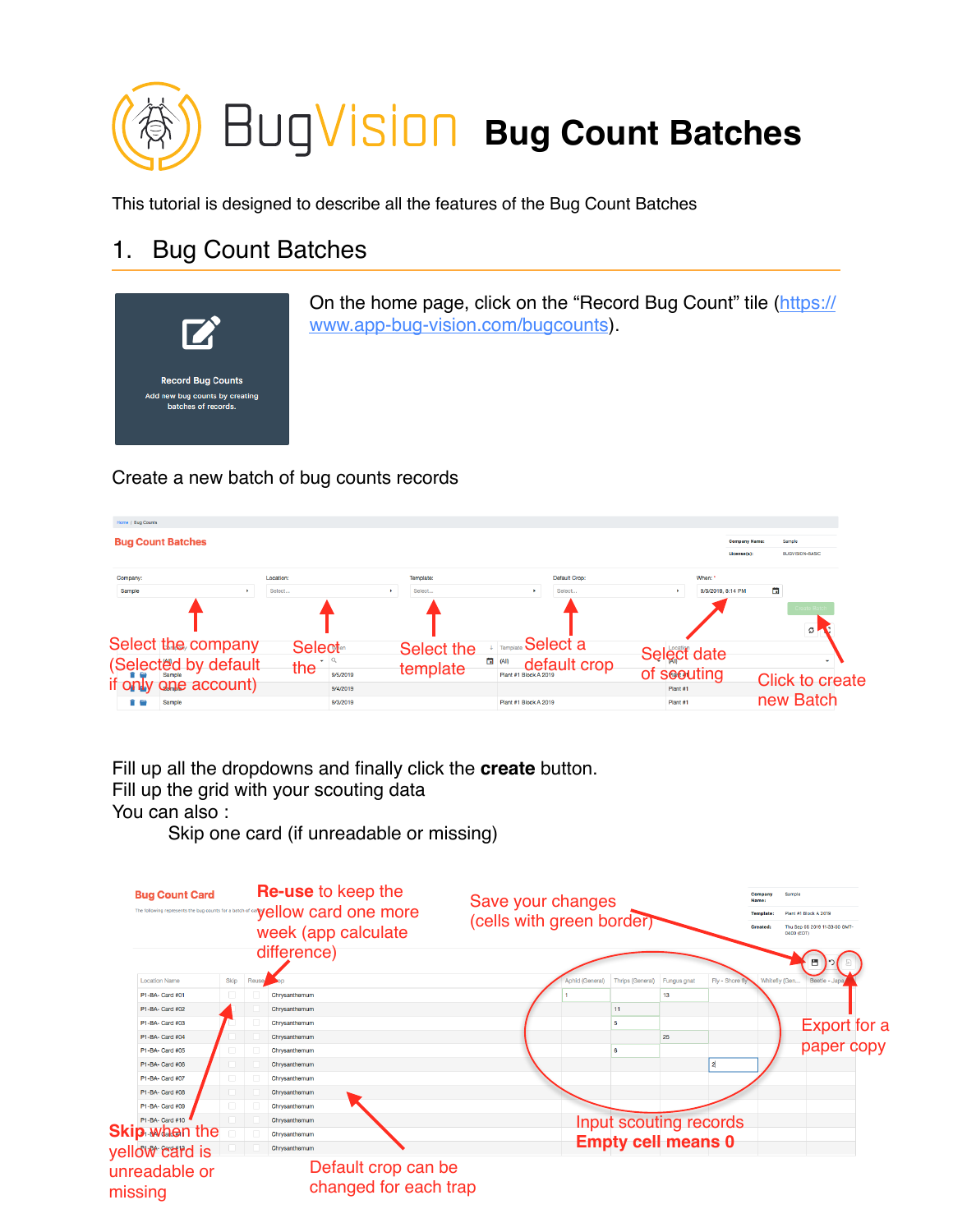# BugVision Bug Count Batches

This tutorial is designed to describe all the features of the Bug Count Batches

## 1. Bug Count Batches

Record Bug Counts

Add new bug counts by creating batches of records.

On the home page, click on the "Record Bug Count" tile (https://www.app-bug-vision.com/bugcounts).

Create a new batch of bug counts records

Select the company (Selected by default if only one account)

Select the location

Select the template

Select a default crop

Select date of scouting

Click to create new Batch

Fill up all the dropdowns and finally click the **create** button.
Fill up the grid with your scouting data
You can also :

Skip one card (if unreadable or missing)

**Re-use** to keep the yellow card one more week (app calculate difference)

Save your changes (cells with green border)

Export for a paper copy

Input scouting records **Empty cell means 0**

**Skip** when the yellow card is unreadable or missing

Default crop can be changed for each trap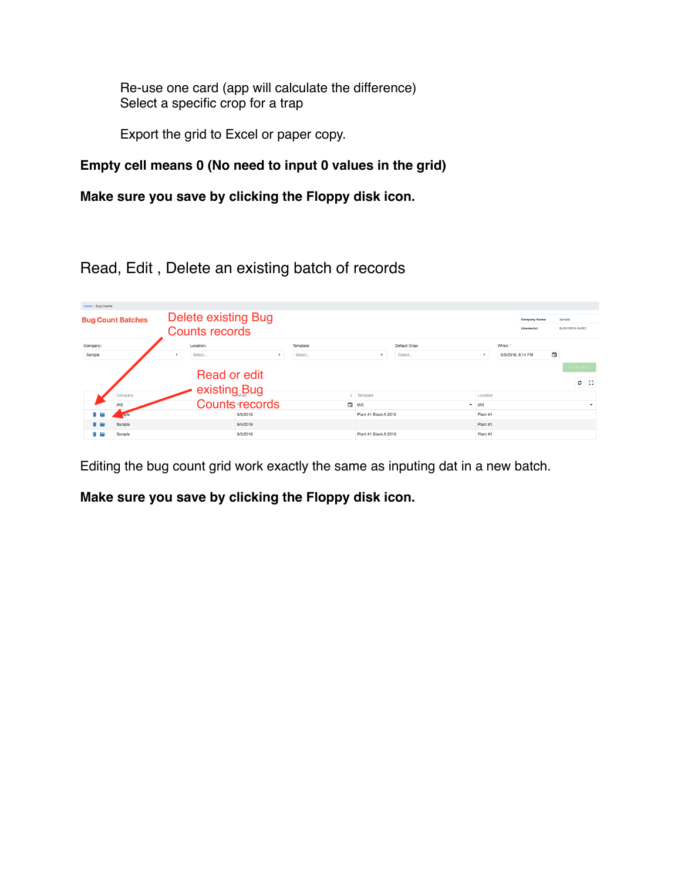Re-use one card (app will calculate the difference)
Select a specific crop for a trap

Export the grid to Excel or paper copy.

**Empty cell means 0 (No need to input 0 values in the grid)**

**Make sure you save by clicking the Floppy disk icon.**

## Read, Edit , Delete an existing batch of records

Editing the bug count grid work exactly the same as inputing dat in a new batch.

**Make sure you save by clicking the Floppy disk icon.**